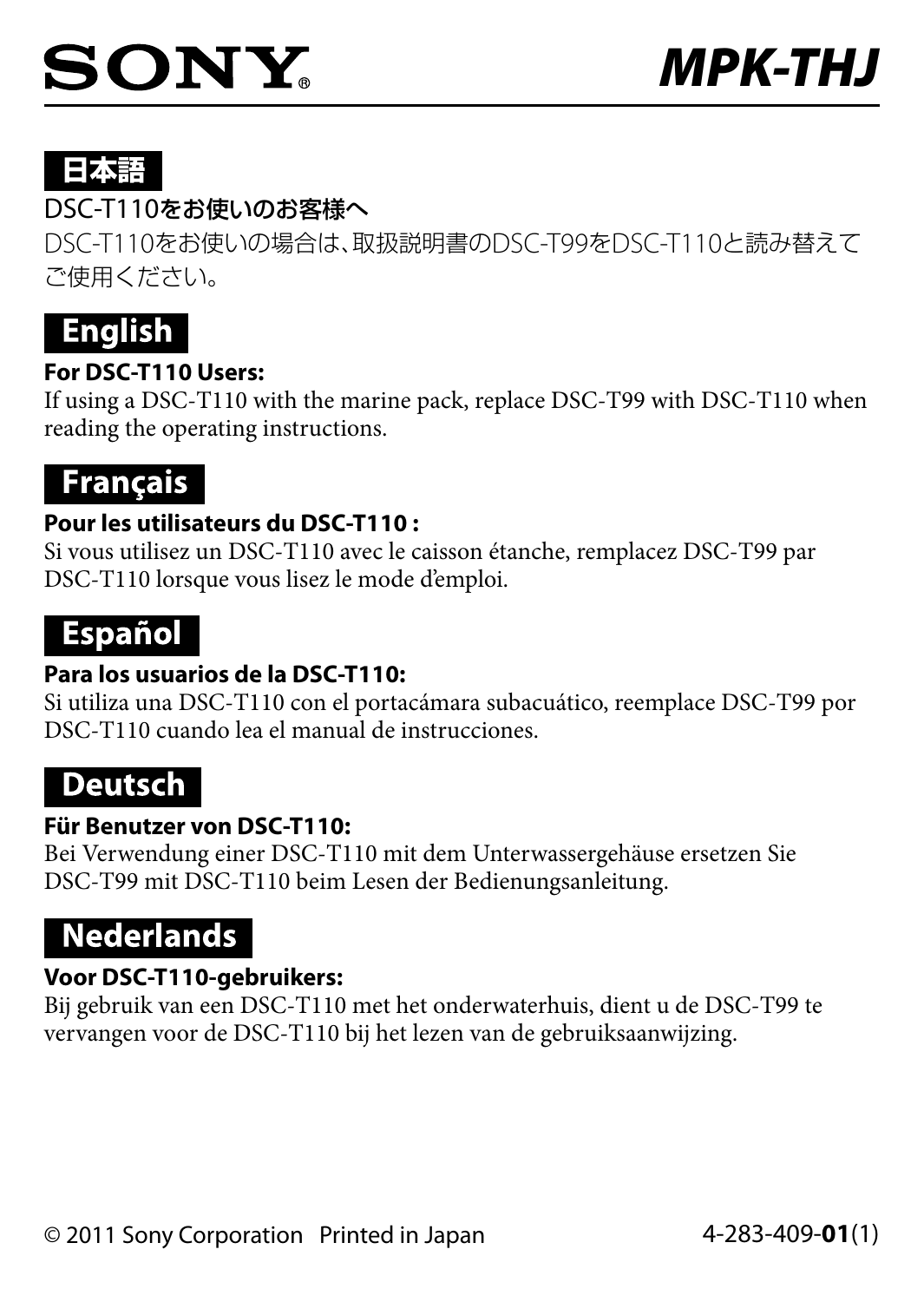SONY

# MPK-THJ

## 日本語

**DSC-T110をお使いのお客様へ**

DSC-T110をお使いの場合は、取扱説明書のDSC-T99をDSC-T110と読み替えてご使用ください。

## English

**For DSC-T110 Users:**

If using a DSC-T110 with the marine pack, replace DSC-T99 with DSC-T110 when reading the operating instructions.

## Français

**Pour les utilisateurs du DSC-T110 :**

Si vous utilisez un DSC-T110 avec le caisson étanche, remplacez DSC-T99 par DSC-T110 lorsque vous lisez le mode d'emploi.

## Español

**Para los usuarios de la DSC-T110:**

Si utiliza una DSC-T110 con el portacámara subacuático, reemplace DSC-T99 por DSC-T110 cuando lea el manual de instrucciones.

## Deutsch

**Für Benutzer von DSC-T110:**

Bei Verwendung einer DSC-T110 mit dem Unterwassergehäuse ersetzen Sie DSC-T99 mit DSC-T110 beim Lesen der Bedienungsanleitung.

## Nederlands

**Voor DSC-T110-gebruikers:**

Bij gebruik van een DSC-T110 met het onderwaterhuis, dient u de DSC-T99 te vervangen voor de DSC-T110 bij het lezen van de gebruiksaanwijzing.

© 2011 Sony Corporation Printed in Japan

4-283-409-**01**(1)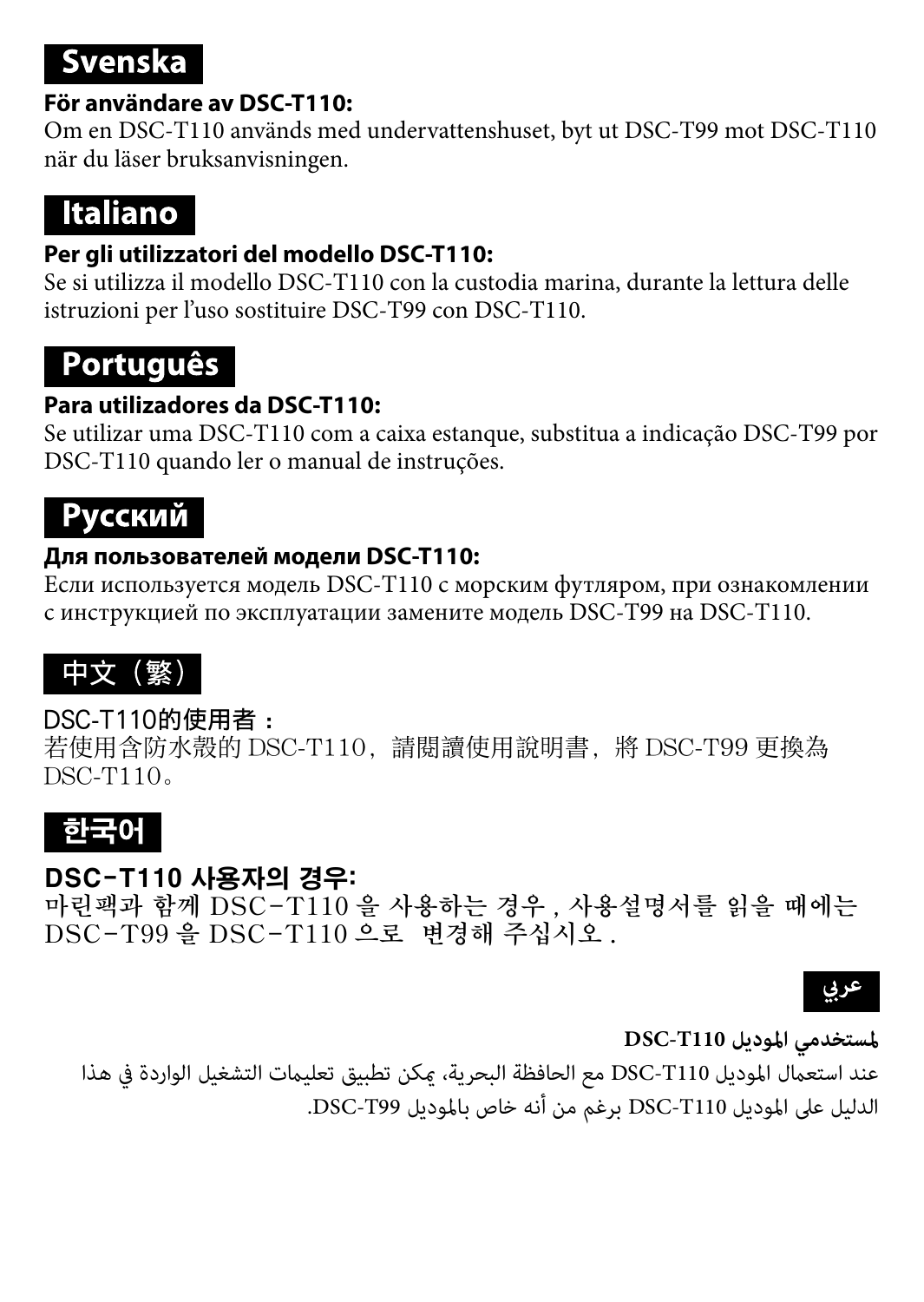## Svenska

**För användare av DSC-T110:**
Om en DSC-T110 används med undervattenshuset, byt ut DSC-T99 mot DSC-T110 när du läser bruksanvisningen.

## Italiano

**Per gli utilizzatori del modello DSC-T110:**
Se si utilizza il modello DSC-T110 con la custodia marina, durante la lettura delle istruzioni per l'uso sostituire DSC-T99 con DSC-T110.

## Português

**Para utilizadores da DSC-T110:**
Se utilizar uma DSC-T110 com a caixa estanque, substitua a indicação DSC-T99 por DSC-T110 quando ler o manual de instruções.

## Русский

**Для пользователей модели DSC-T110:**
Если используется модель DSC-T110 с морским футляром, при ознакомлении с инструкцией по эксплуатации замените модель DSC-T99 на DSC-T110.

## 中文（繁）

**DSC-T110的使用者：**
若使用含防水殼的 DSC-T110，請閱讀使用說明書，將 DSC-T99 更換為 DSC-T110。

## 한국어

**DSC-T110 사용자의 경우:**
마린팩과 함께 DSC-T110 을 사용하는 경우 , 사용설명서를 읽을 때에는 DSC-T99 을 DSC-T110 으로 변경해 주십시오 .

## عربي

**لمستخدمي الموديل DSC-T110**
عند استعمال الموديل DSC-T110 مع الحافظة البحرية، يمكن تطبيق تعليمات التشغيل الواردة في هذا الدليل على الموديل DSC-T110 برغم من أنه خاص بالموديل DSC-T99.